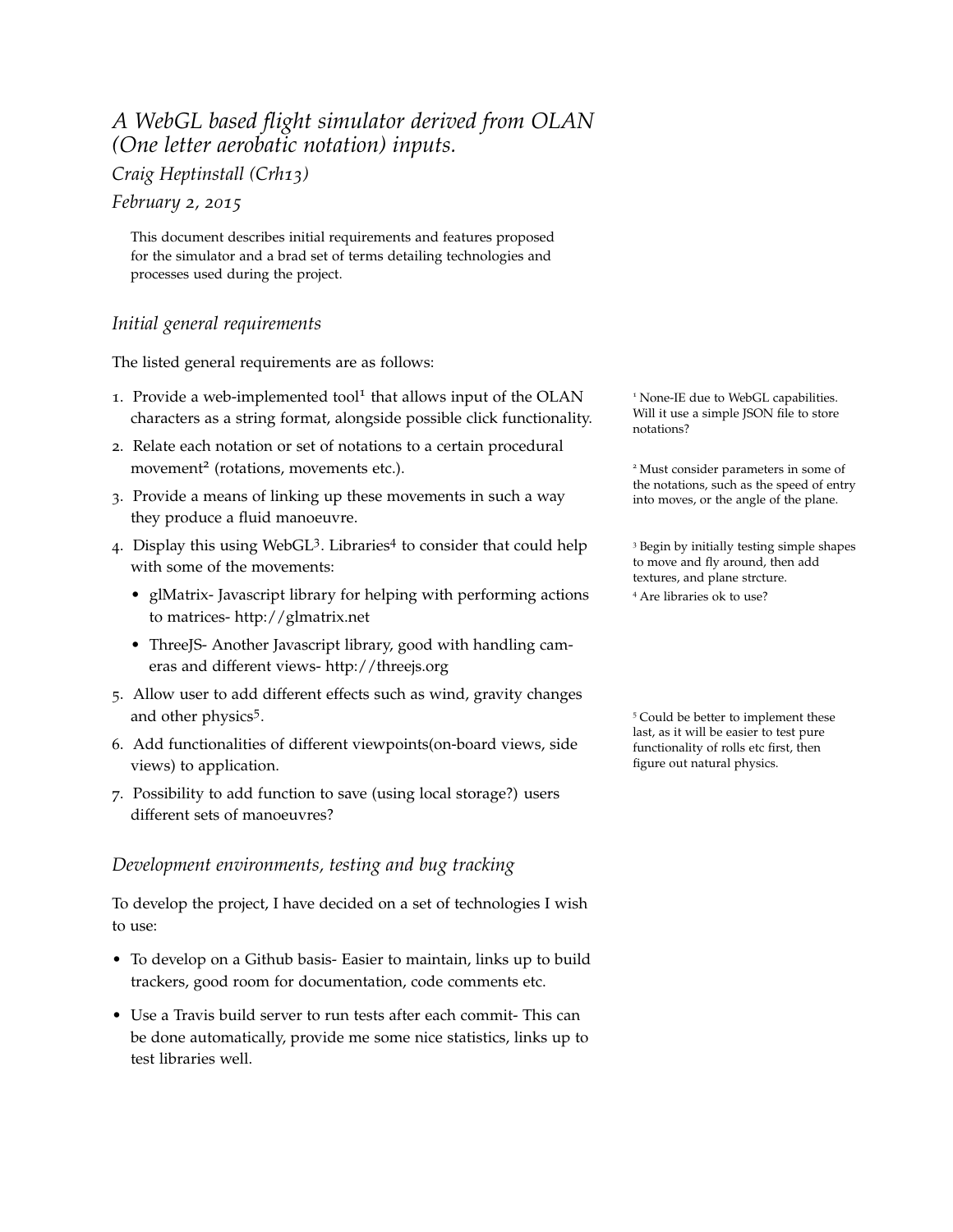# *A WebGL based flight simulator derived from OLAN (One letter aerobatic notation) inputs.*

*Craig Heptinstall (Crh13)*

*February 2, 2015*

This document describes initial requirements and features proposed for the simulator and a brad set of terms detailing technologies and processes used during the project.

## *Initial general requirements*

The listed general requirements are as follows:

1. Provide a web-implemented tool[1] that allows input of the OLAN characters as a string format, alongside possible click functionality.
2. Relate each notation or set of notations to a certain procedural movement[2] (rotations, movements etc.).
3. Provide a means of linking up these movements in such a way they produce a fluid manoeuvre.
4. Display this using WebGL[3]. Libraries[4] to consider that could help with some of the movements:
   - glMatrix- Javascript library for helping with performing actions to matrices- http://glmatrix.net
   - ThreeJS- Another Javascript library, good with handling cameras and different views- http://threejs.org
5. Allow user to add different effects such as wind, gravity changes and other physics[5].
6. Add functionalities of different viewpoints(on-board views, side views) to application.
7. Possibility to add function to save (using local storage?) users different sets of manoeuvres?

[1] None-IE due to WebGL capabilities. Will it use a simple JSON file to store notations?

[2] Must consider parameters in some of the notations, such as the speed of entry into moves, or the angle of the plane.

[3] Begin by initially testing simple shapes to move and fly around, then add textures, and plane strcture.

[4] Are libraries ok to use?

[5] Could be better to implement these last, as it will be easier to test pure functionality of rolls etc first, then figure out natural physics.

## *Development environments, testing and bug tracking*

To develop the project, I have decided on a set of technologies I wish to use:

- To develop on a Github basis- Easier to maintain, links up to build trackers, good room for documentation, code comments etc.
- Use a Travis build server to run tests after each commit- This can be done automatically, provide me some nice statistics, links up to test libraries well.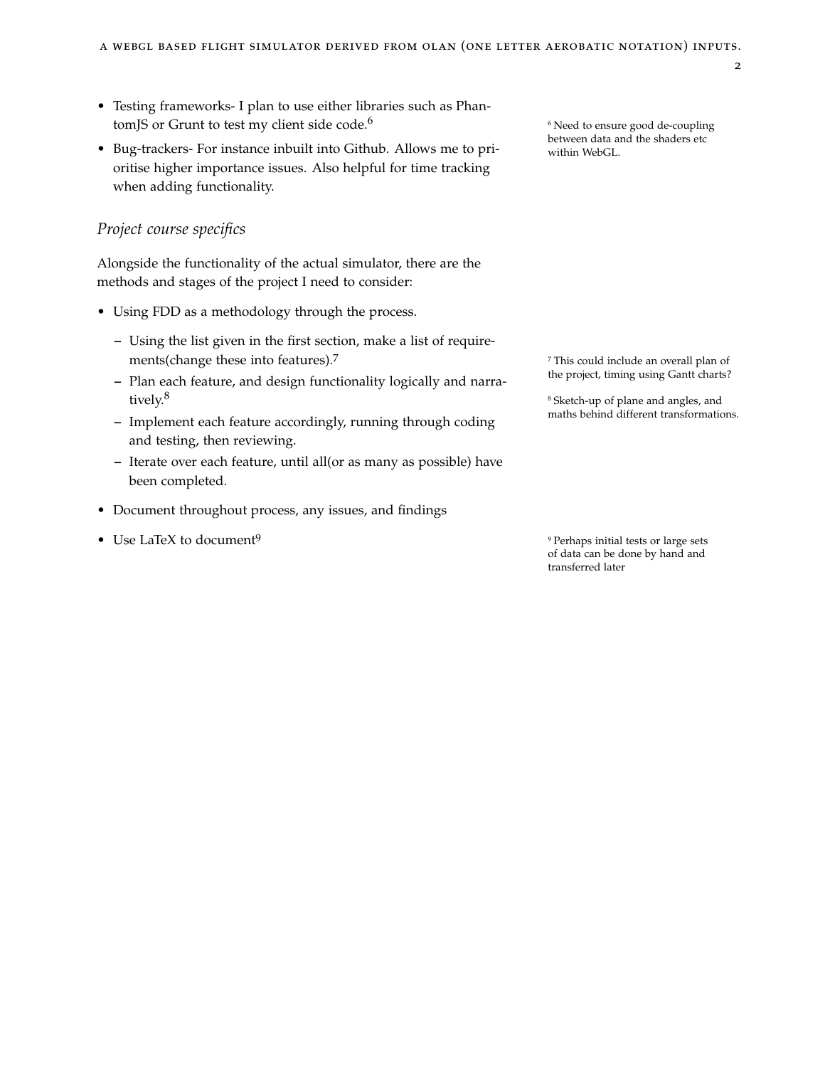- Testing frameworks- I plan to use either libraries such as PhantomJS or Grunt to test my client side code.[6]
- Bug-trackers- For instance inbuilt into Github. Allows me to prioritise higher importance issues. Also helpful for time tracking when adding functionality.

[6] Need to ensure good de-coupling between data and the shaders etc within WebGL.

### *Project course specifics*

Alongside the functionality of the actual simulator, there are the methods and stages of the project I need to consider:

- Using FDD as a methodology through the process.
  - Using the list given in the first section, make a list of requirements(change these into features).[7]
  - Plan each feature, and design functionality logically and narratively.[8]
  - Implement each feature accordingly, running through coding and testing, then reviewing.
  - Iterate over each feature, until all(or as many as possible) have been completed.
- Document throughout process, any issues, and findings
- Use LaTeX to document[9]

[7] This could include an overall plan of the project, timing using Gantt charts?

[8] Sketch-up of plane and angles, and maths behind different transformations.

[9] Perhaps initial tests or large sets of data can be done by hand and transferred later